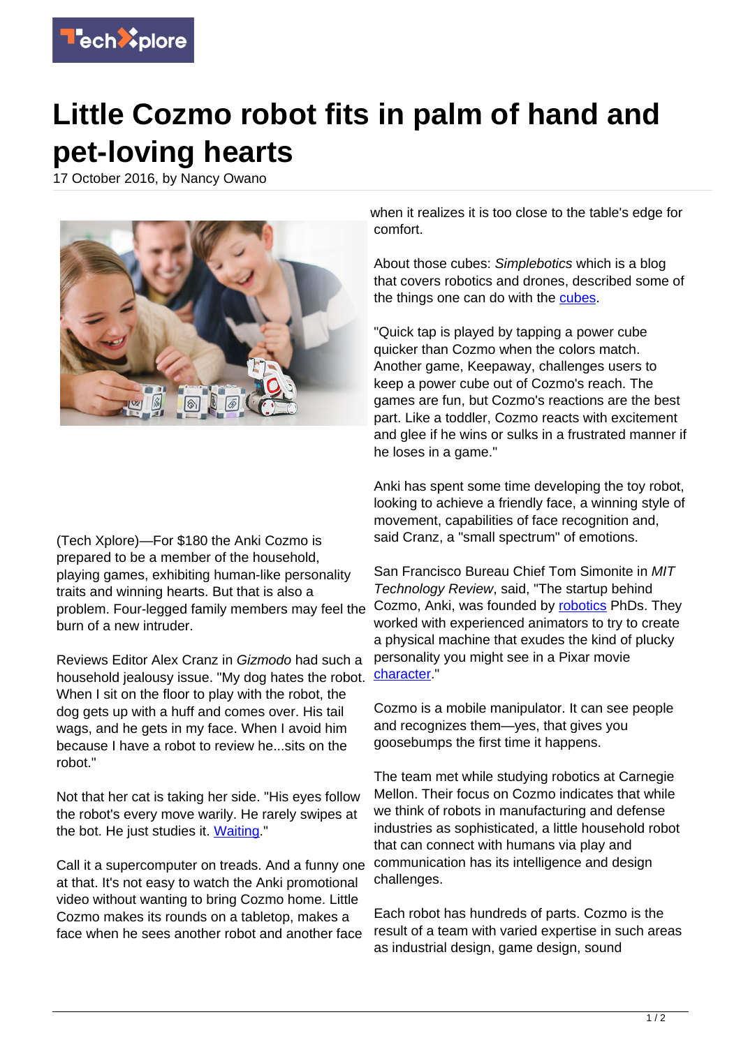# Little Cozmo robot fits in palm of hand and pet-loving hearts

17 October 2016, by Nancy Owano

(Tech Xplore)—For $180 the Anki Cozmo is prepared to be a member of the household, playing games, exhibiting human-like personality traits and winning hearts. But that is also a problem. Four-legged family members may feel the burn of a new intruder.

Reviews Editor Alex Cranz in *Gizmodo* had such a household jealousy issue. "My dog hates the robot. When I sit on the floor to play with the robot, the dog gets up with a huff and comes over. His tail wags, and he gets in my face. When I avoid him because I have a robot to review he...sits on the robot."

Not that her cat is taking her side. "His eyes follow the robot's every move warily. He rarely swipes at the bot. He just studies it. Waiting."

Call it a supercomputer on treads. And a funny one at that. It's not easy to watch the Anki promotional video without wanting to bring Cozmo home. Little Cozmo makes its rounds on a tabletop, makes a face when he sees another robot and another face when it realizes it is too close to the table's edge for comfort.

About those cubes: *Simplebotics* which is a blog that covers robotics and drones, described some of the things one can do with the cubes.

"Quick tap is played by tapping a power cube quicker than Cozmo when the colors match. Another game, Keepaway, challenges users to keep a power cube out of Cozmo's reach. The games are fun, but Cozmo's reactions are the best part. Like a toddler, Cozmo reacts with excitement and glee if he wins or sulks in a frustrated manner if he loses in a game."

Anki has spent some time developing the toy robot, looking to achieve a friendly face, a winning style of movement, capabilities of face recognition and, said Cranz, a "small spectrum" of emotions.

San Francisco Bureau Chief Tom Simonite in *MIT Technology Review*, said, "The startup behind Cozmo, Anki, was founded by robotics PhDs. They worked with experienced animators to try to create a physical machine that exudes the kind of plucky personality you might see in a Pixar movie character."

Cozmo is a mobile manipulator. It can see people and recognizes them—yes, that gives you goosebumps the first time it happens.

The team met while studying robotics at Carnegie Mellon. Their focus on Cozmo indicates that while we think of robots in manufacturing and defense industries as sophisticated, a little household robot that can connect with humans via play and communication has its intelligence and design challenges.

Each robot has hundreds of parts. Cozmo is the result of a team with varied expertise in such areas as industrial design, game design, sound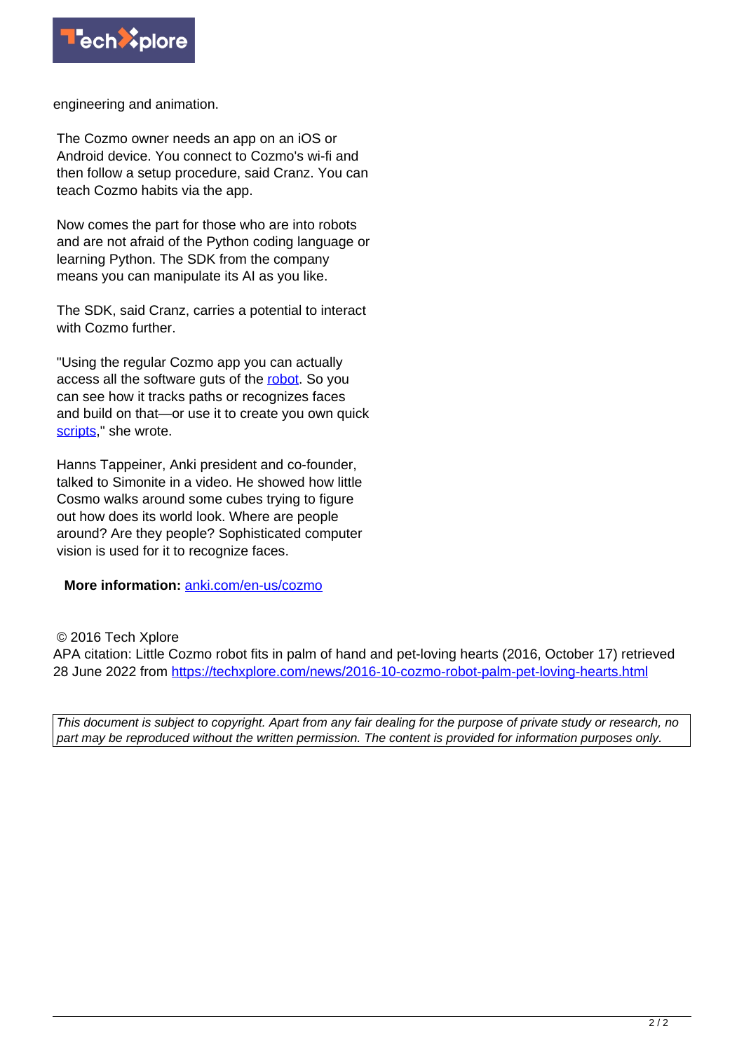engineering and animation.

The Cozmo owner needs an app on an iOS or Android device. You connect to Cozmo's wi-fi and then follow a setup procedure, said Cranz. You can teach Cozmo habits via the app.

Now comes the part for those who are into robots and are not afraid of the Python coding language or learning Python. The SDK from the company means you can manipulate its AI as you like.

The SDK, said Cranz, carries a potential to interact with Cozmo further.

"Using the regular Cozmo app you can actually access all the software guts of the robot. So you can see how it tracks paths or recognizes faces and build on that—or use it to create you own quick scripts," she wrote.

Hanns Tappeiner, Anki president and co-founder, talked to Simonite in a video. He showed how little Cosmo walks around some cubes trying to figure out how does its world look. Where are people around? Are they people? Sophisticated computer vision is used for it to recognize faces.

**More information:** anki.com/en-us/cozmo

© 2016 Tech Xplore
APA citation: Little Cozmo robot fits in palm of hand and pet-loving hearts (2016, October 17) retrieved 28 June 2022 from https://techxplore.com/news/2016-10-cozmo-robot-palm-pet-loving-hearts.html

*This document is subject to copyright. Apart from any fair dealing for the purpose of private study or research, no part may be reproduced without the written permission. The content is provided for information purposes only.*